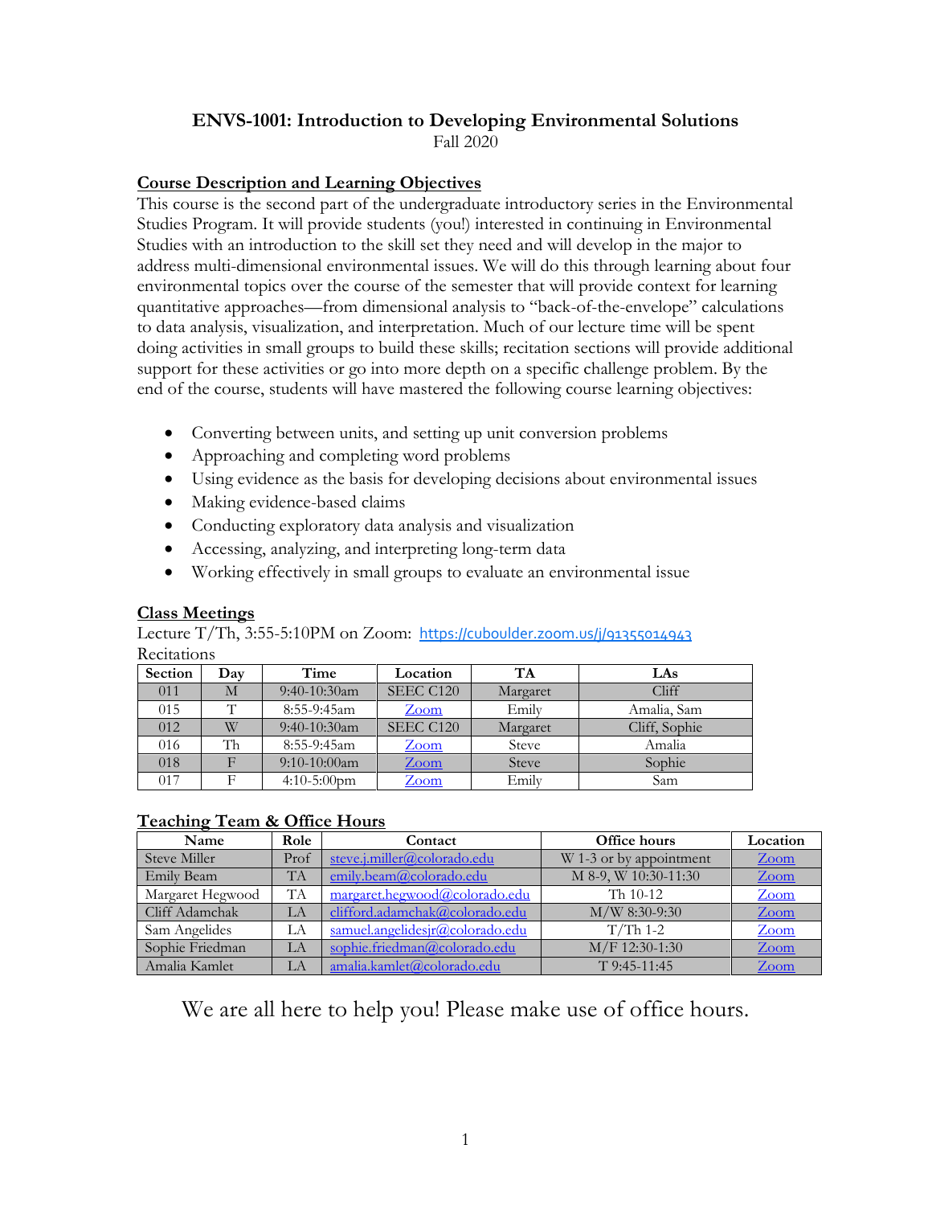# ENVS-1001: Introduction to Developing Environmental Solutions

Fall 2020

## Course Description and Learning Objectives

This course is the second part of the undergraduate introductory series in the Environmental Studies Program. It will provide students (you!) interested in continuing in Environmental Studies with an introduction to the skill set they need and will develop in the major to address multi-dimensional environmental issues. We will do this through learning about four environmental topics over the course of the semester that will provide context for learning quantitative approaches—from dimensional analysis to "back-of-the-envelope" calculations to data analysis, visualization, and interpretation. Much of our lecture time will be spent doing activities in small groups to build these skills; recitation sections will provide additional support for these activities or go into more depth on a specific challenge problem. By the end of the course, students will have mastered the following course learning objectives:

- Converting between units, and setting up unit conversion problems
- Approaching and completing word problems
- Using evidence as the basis for developing decisions about environmental issues
- Making evidence-based claims
- Conducting exploratory data analysis and visualization
- Accessing, analyzing, and interpreting long-term data
- Working effectively in small groups to evaluate an environmental issue

## Class Meetings

Lecture T/Th, 3:55-5:10PM on Zoom: https://cuboulder.zoom.us/j/91355014943

Recitations

| Section | Day | Time | Location | TA | LAs |
|---|---|---|---|---|---|
| 011 | M | 9:40-10:30am | SEEC C120 | Margaret | Cliff |
| 015 | T | 8:55-9:45am | Zoom | Emily | Amalia, Sam |
| 012 | W | 9:40-10:30am | SEEC C120 | Margaret | Cliff, Sophie |
| 016 | Th | 8:55-9:45am | Zoom | Steve | Amalia |
| 018 | F | 9:10-10:00am | Zoom | Steve | Sophie |
| 017 | F | 4:10-5:00pm | Zoom | Emily | Sam |

## Teaching Team & Office Hours

| Name | Role | Contact | Office hours | Location |
|---|---|---|---|---|
| Steve Miller | Prof | steve.j.miller@colorado.edu | W 1-3 or by appointment | Zoom |
| Emily Beam | TA | emily.beam@colorado.edu | M 8-9, W 10:30-11:30 | Zoom |
| Margaret Hegwood | TA | margaret.hegwood@colorado.edu | Th 10-12 | Zoom |
| Cliff Adamchak | LA | clifford.adamchak@colorado.edu | M/W 8:30-9:30 | Zoom |
| Sam Angelides | LA | samuel.angelidesjr@colorado.edu | T/Th 1-2 | Zoom |
| Sophie Friedman | LA | sophie.friedman@colorado.edu | M/F 12:30-1:30 | Zoom |
| Amalia Kamlet | LA | amalia.kamlet@colorado.edu | T 9:45-11:45 | Zoom |

We are all here to help you! Please make use of office hours.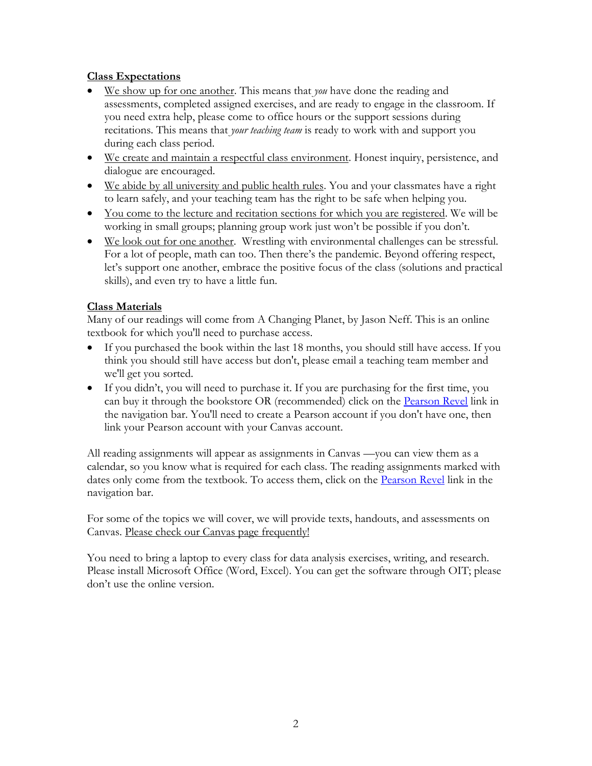**Class Expectations**

- We show up for one another. This means that *you* have done the reading and assessments, completed assigned exercises, and are ready to engage in the classroom. If you need extra help, please come to office hours or the support sessions during recitations. This means that *your teaching team* is ready to work with and support you during each class period.
- We create and maintain a respectful class environment. Honest inquiry, persistence, and dialogue are encouraged.
- We abide by all university and public health rules. You and your classmates have a right to learn safely, and your teaching team has the right to be safe when helping you.
- You come to the lecture and recitation sections for which you are registered. We will be working in small groups; planning group work just won't be possible if you don't.
- We look out for one another. Wrestling with environmental challenges can be stressful. For a lot of people, math can too. Then there's the pandemic. Beyond offering respect, let's support one another, embrace the positive focus of the class (solutions and practical skills), and even try to have a little fun.

**Class Materials**

Many of our readings will come from A Changing Planet, by Jason Neff. This is an online textbook for which you'll need to purchase access.

- If you purchased the book within the last 18 months, you should still have access. If you think you should still have access but don't, please email a teaching team member and we'll get you sorted.
- If you didn't, you will need to purchase it. If you are purchasing for the first time, you can buy it through the bookstore OR (recommended) click on the Pearson Revel link in the navigation bar. You'll need to create a Pearson account if you don't have one, then link your Pearson account with your Canvas account.

All reading assignments will appear as assignments in Canvas —you can view them as a calendar, so you know what is required for each class. The reading assignments marked with dates only come from the textbook. To access them, click on the Pearson Revel link in the navigation bar.

For some of the topics we will cover, we will provide texts, handouts, and assessments on Canvas. Please check our Canvas page frequently!

You need to bring a laptop to every class for data analysis exercises, writing, and research. Please install Microsoft Office (Word, Excel). You can get the software through OIT; please don't use the online version.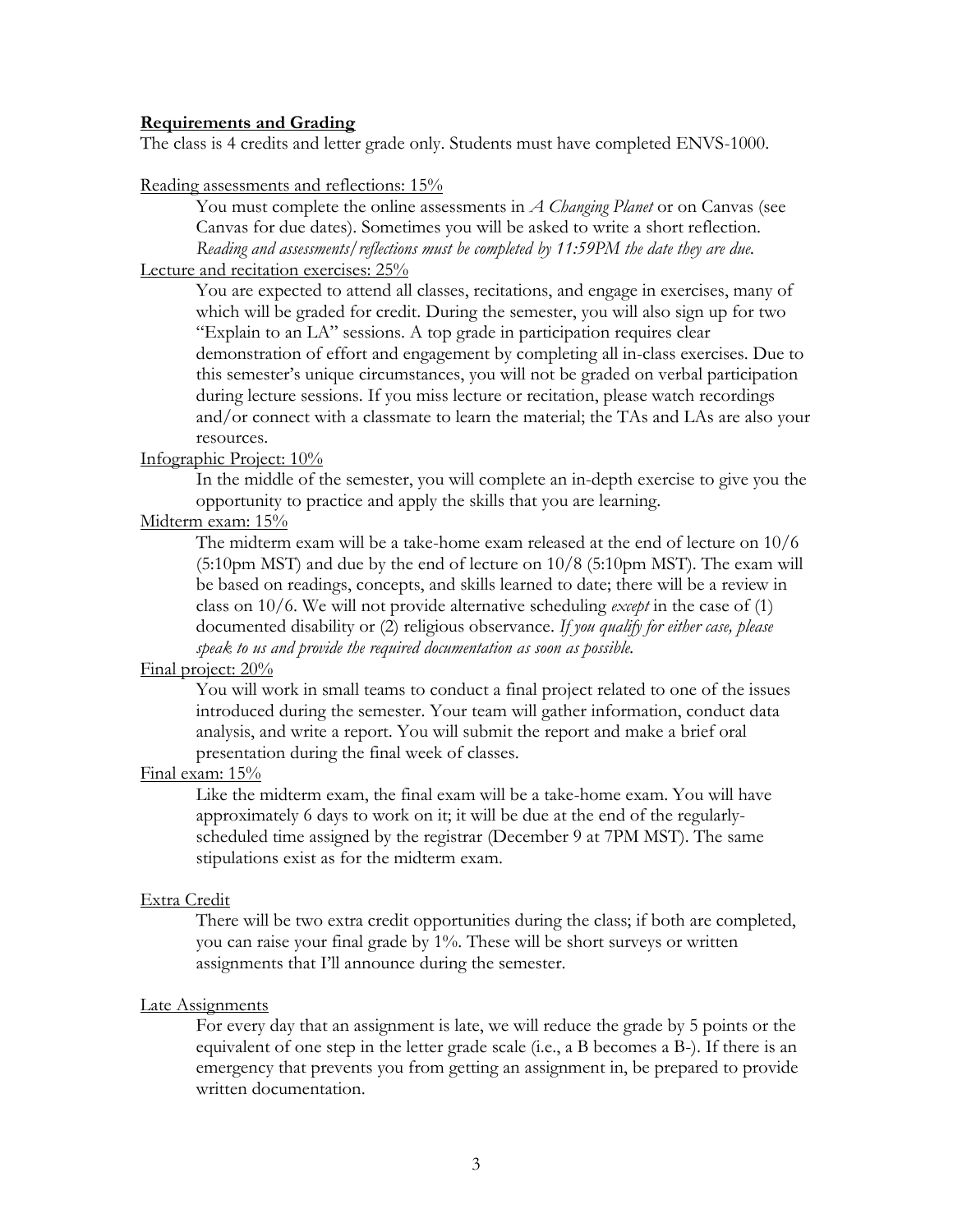## **Requirements and Grading**

The class is 4 credits and letter grade only. Students must have completed ENVS-1000.

Reading assessments and reflections: 15%

You must complete the online assessments in *A Changing Planet* or on Canvas (see Canvas for due dates). Sometimes you will be asked to write a short reflection. *Reading and assessments/reflections must be completed by 11:59PM the date they are due.*

Lecture and recitation exercises: 25%

You are expected to attend all classes, recitations, and engage in exercises, many of which will be graded for credit. During the semester, you will also sign up for two "Explain to an LA" sessions. A top grade in participation requires clear demonstration of effort and engagement by completing all in-class exercises. Due to this semester's unique circumstances, you will not be graded on verbal participation during lecture sessions. If you miss lecture or recitation, please watch recordings and/or connect with a classmate to learn the material; the TAs and LAs are also your resources.

Infographic Project: 10%

In the middle of the semester, you will complete an in-depth exercise to give you the opportunity to practice and apply the skills that you are learning.

Midterm exam: 15%

The midterm exam will be a take-home exam released at the end of lecture on 10/6 (5:10pm MST) and due by the end of lecture on 10/8 (5:10pm MST). The exam will be based on readings, concepts, and skills learned to date; there will be a review in class on 10/6. We will not provide alternative scheduling *except* in the case of (1) documented disability or (2) religious observance. *If you qualify for either case, please speak to us and provide the required documentation as soon as possible.*

Final project: 20%

You will work in small teams to conduct a final project related to one of the issues introduced during the semester. Your team will gather information, conduct data analysis, and write a report. You will submit the report and make a brief oral presentation during the final week of classes.

Final exam: 15%

Like the midterm exam, the final exam will be a take-home exam. You will have approximately 6 days to work on it; it will be due at the end of the regularly-scheduled time assigned by the registrar (December 9 at 7PM MST). The same stipulations exist as for the midterm exam.

Extra Credit

There will be two extra credit opportunities during the class; if both are completed, you can raise your final grade by 1%. These will be short surveys or written assignments that I'll announce during the semester.

Late Assignments

For every day that an assignment is late, we will reduce the grade by 5 points or the equivalent of one step in the letter grade scale (i.e., a B becomes a B-). If there is an emergency that prevents you from getting an assignment in, be prepared to provide written documentation.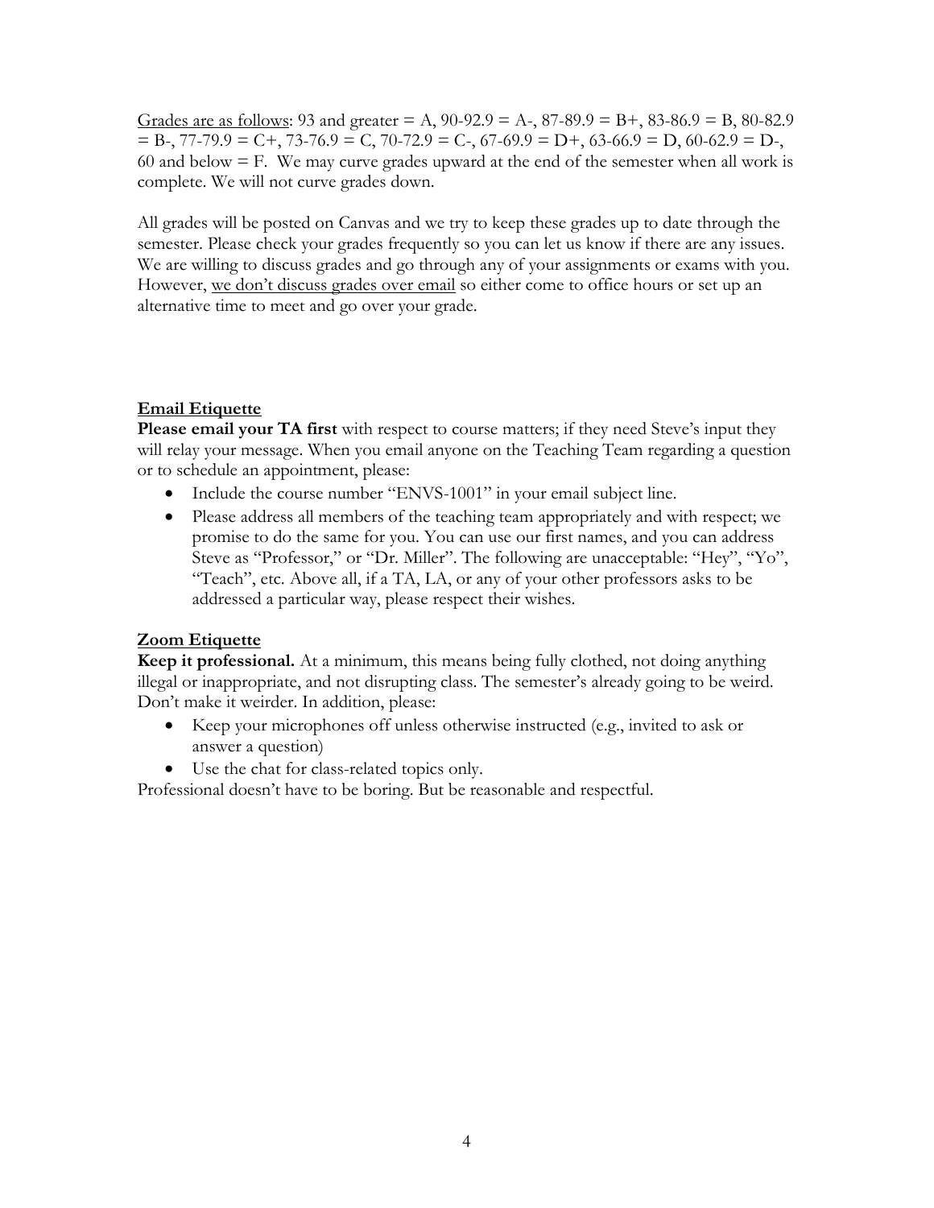<u>Grades are as follows</u>: 93 and greater = A, 90-92.9 = A-, 87-89.9 = B+, 83-86.9 = B, 80-82.9 = B-, 77-79.9 = C+, 73-76.9 = C, 70-72.9 = C-, 67-69.9 = D+, 63-66.9 = D, 60-62.9 = D-, 60 and below = F. We may curve grades upward at the end of the semester when all work is complete. We will not curve grades down.

All grades will be posted on Canvas and we try to keep these grades up to date through the semester. Please check your grades frequently so you can let us know if there are any issues. We are willing to discuss grades and go through any of your assignments or exams with you. However, <u>we don't discuss grades over email</u> so either come to office hours or set up an alternative time to meet and go over your grade.

## Email Etiquette

**Please email your TA first** with respect to course matters; if they need Steve's input they will relay your message. When you email anyone on the Teaching Team regarding a question or to schedule an appointment, please:

- Include the course number "ENVS-1001" in your email subject line.
- Please address all members of the teaching team appropriately and with respect; we promise to do the same for you. You can use our first names, and you can address Steve as "Professor," or "Dr. Miller". The following are unacceptable: "Hey", "Yo", "Teach", etc. Above all, if a TA, LA, or any of your other professors asks to be addressed a particular way, please respect their wishes.

## Zoom Etiquette

**Keep it professional.** At a minimum, this means being fully clothed, not doing anything illegal or inappropriate, and not disrupting class. The semester's already going to be weird. Don't make it weirder. In addition, please:

- Keep your microphones off unless otherwise instructed (e.g., invited to ask or answer a question)
- Use the chat for class-related topics only.

Professional doesn't have to be boring. But be reasonable and respectful.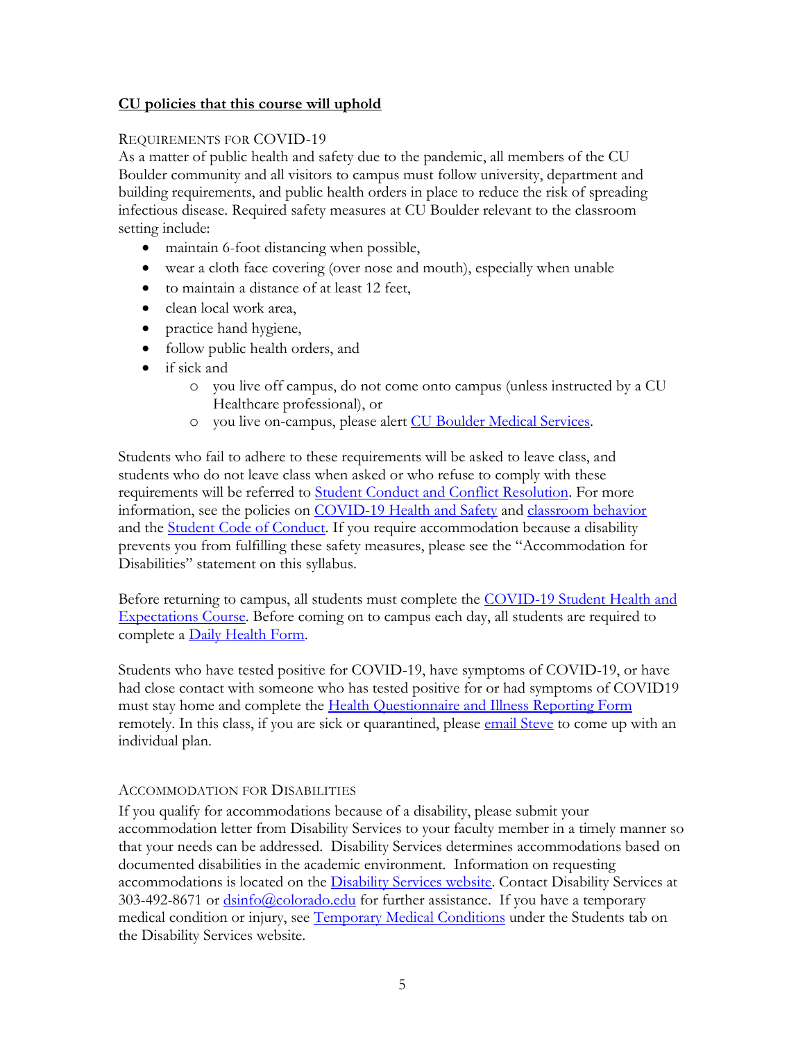**CU policies that this course will uphold**

### Requirements for COVID-19

As a matter of public health and safety due to the pandemic, all members of the CU Boulder community and all visitors to campus must follow university, department and building requirements, and public health orders in place to reduce the risk of spreading infectious disease. Required safety measures at CU Boulder relevant to the classroom setting include:

- maintain 6-foot distancing when possible,
- wear a cloth face covering (over nose and mouth), especially when unable
- to maintain a distance of at least 12 feet,
- clean local work area,
- practice hand hygiene,
- follow public health orders, and
- if sick and
  - you live off campus, do not come onto campus (unless instructed by a CU Healthcare professional), or
  - you live on-campus, please alert CU Boulder Medical Services.

Students who fail to adhere to these requirements will be asked to leave class, and students who do not leave class when asked or who refuse to comply with these requirements will be referred to Student Conduct and Conflict Resolution. For more information, see the policies on COVID-19 Health and Safety and classroom behavior and the Student Code of Conduct. If you require accommodation because a disability prevents you from fulfilling these safety measures, please see the "Accommodation for Disabilities" statement on this syllabus.

Before returning to campus, all students must complete the COVID-19 Student Health and Expectations Course. Before coming on to campus each day, all students are required to complete a Daily Health Form.

Students who have tested positive for COVID-19, have symptoms of COVID-19, or have had close contact with someone who has tested positive for or had symptoms of COVID19 must stay home and complete the Health Questionnaire and Illness Reporting Form remotely. In this class, if you are sick or quarantined, please email Steve to come up with an individual plan.

### Accommodation for Disabilities

If you qualify for accommodations because of a disability, please submit your accommodation letter from Disability Services to your faculty member in a timely manner so that your needs can be addressed. Disability Services determines accommodations based on documented disabilities in the academic environment. Information on requesting accommodations is located on the Disability Services website. Contact Disability Services at 303-492-8671 or dsinfo@colorado.edu for further assistance. If you have a temporary medical condition or injury, see Temporary Medical Conditions under the Students tab on the Disability Services website.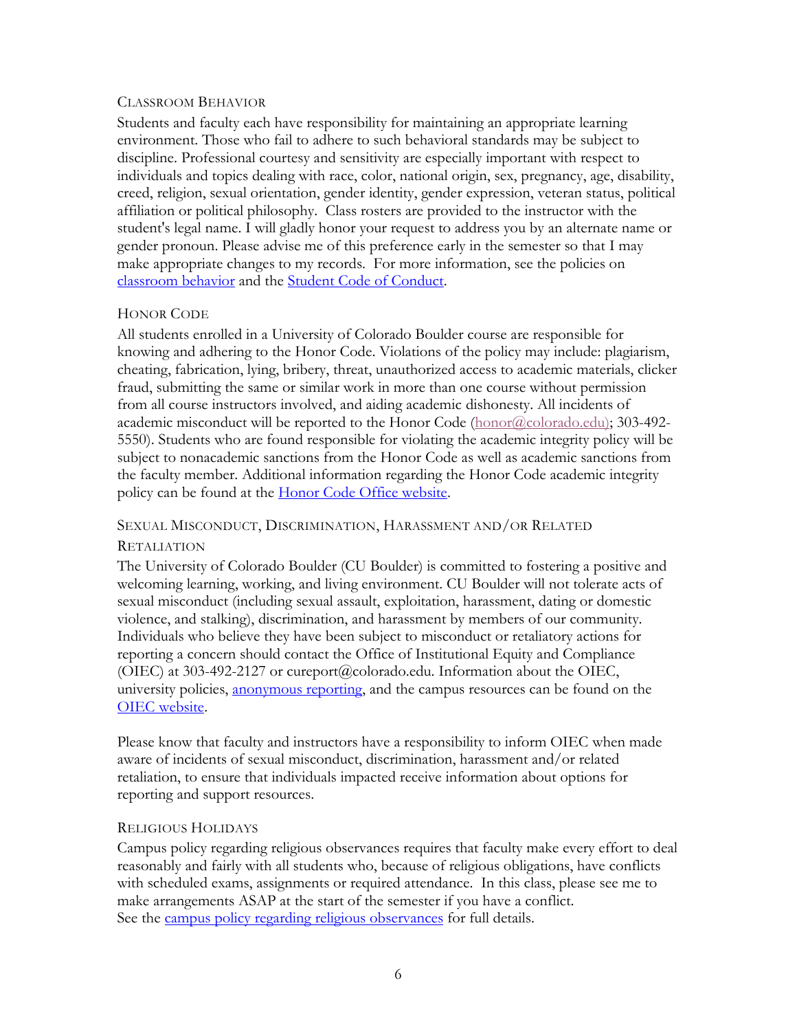### Classroom Behavior

Students and faculty each have responsibility for maintaining an appropriate learning environment. Those who fail to adhere to such behavioral standards may be subject to discipline. Professional courtesy and sensitivity are especially important with respect to individuals and topics dealing with race, color, national origin, sex, pregnancy, age, disability, creed, religion, sexual orientation, gender identity, gender expression, veteran status, political affiliation or political philosophy. Class rosters are provided to the instructor with the student's legal name. I will gladly honor your request to address you by an alternate name or gender pronoun. Please advise me of this preference early in the semester so that I may make appropriate changes to my records. For more information, see the policies on classroom behavior and the Student Code of Conduct.

### Honor Code

All students enrolled in a University of Colorado Boulder course are responsible for knowing and adhering to the Honor Code. Violations of the policy may include: plagiarism, cheating, fabrication, lying, bribery, threat, unauthorized access to academic materials, clicker fraud, submitting the same or similar work in more than one course without permission from all course instructors involved, and aiding academic dishonesty. All incidents of academic misconduct will be reported to the Honor Code (honor@colorado.edu); 303-492-5550). Students who are found responsible for violating the academic integrity policy will be subject to nonacademic sanctions from the Honor Code as well as academic sanctions from the faculty member. Additional information regarding the Honor Code academic integrity policy can be found at the Honor Code Office website.

### Sexual Misconduct, Discrimination, Harassment and/or Related Retaliation

The University of Colorado Boulder (CU Boulder) is committed to fostering a positive and welcoming learning, working, and living environment. CU Boulder will not tolerate acts of sexual misconduct (including sexual assault, exploitation, harassment, dating or domestic violence, and stalking), discrimination, and harassment by members of our community. Individuals who believe they have been subject to misconduct or retaliatory actions for reporting a concern should contact the Office of Institutional Equity and Compliance (OIEC) at 303-492-2127 or cureport@colorado.edu. Information about the OIEC, university policies, anonymous reporting, and the campus resources can be found on the OIEC website.

Please know that faculty and instructors have a responsibility to inform OIEC when made aware of incidents of sexual misconduct, discrimination, harassment and/or related retaliation, to ensure that individuals impacted receive information about options for reporting and support resources.

### Religious Holidays

Campus policy regarding religious observances requires that faculty make every effort to deal reasonably and fairly with all students who, because of religious obligations, have conflicts with scheduled exams, assignments or required attendance. In this class, please see me to make arrangements ASAP at the start of the semester if you have a conflict.
See the campus policy regarding religious observances for full details.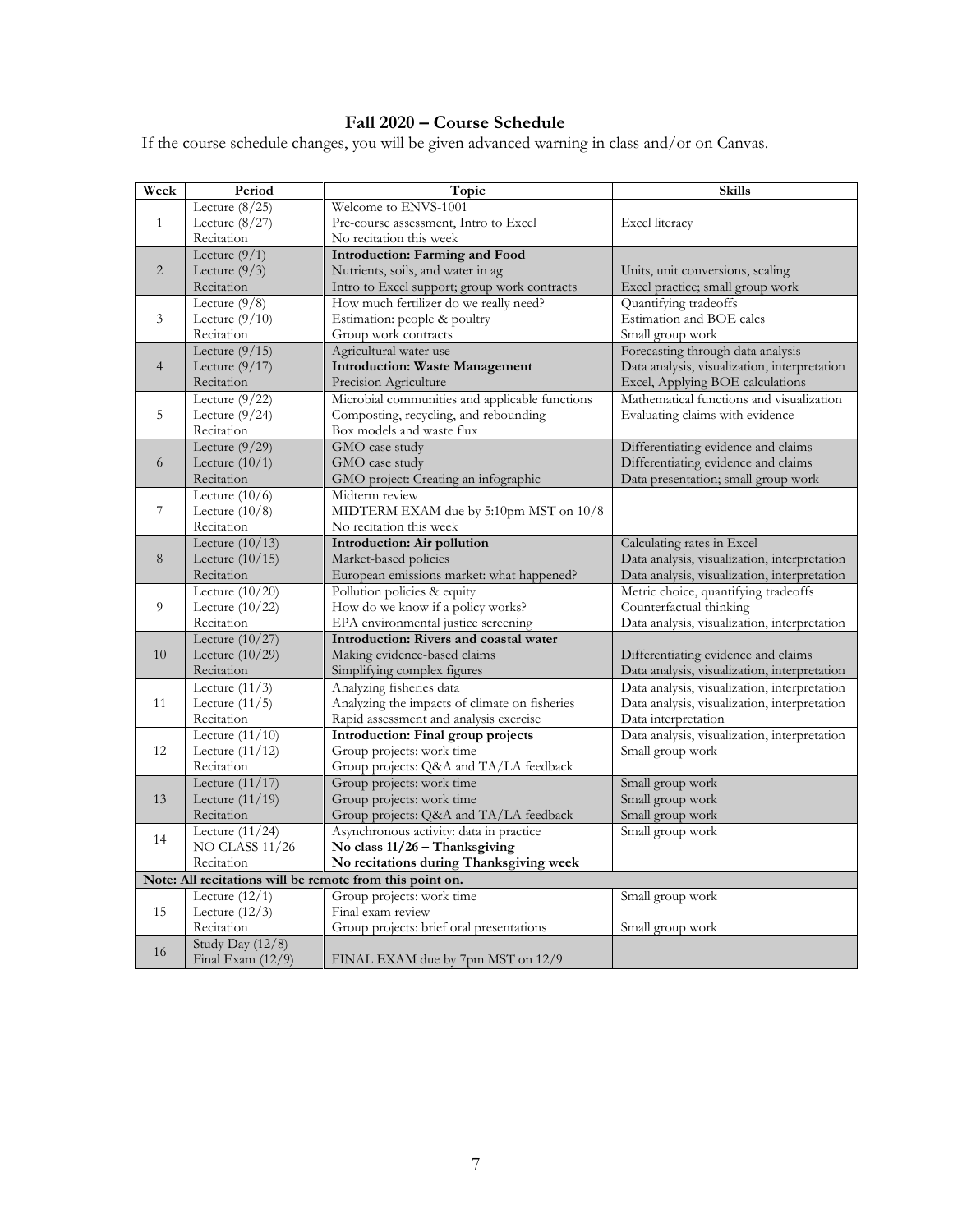# Fall 2020 – Course Schedule

If the course schedule changes, you will be given advanced warning in class and/or on Canvas.

| Week | Period | Topic | Skills |
|---|---|---|---|
| 1 | Lecture (8/25) | Welcome to ENVS-1001 | |
| | Lecture (8/27) | Pre-course assessment, Intro to Excel | Excel literacy |
| | Recitation | No recitation this week | |
| 2 | Lecture (9/1) | **Introduction: Farming and Food** | |
| | Lecture (9/3) | Nutrients, soils, and water in ag | Units, unit conversions, scaling |
| | Recitation | Intro to Excel support; group work contracts | Excel practice; small group work |
| 3 | Lecture (9/8) | How much fertilizer do we really need? | Quantifying tradeoffs |
| | Lecture (9/10) | Estimation: people & poultry | Estimation and BOE calcs |
| | Recitation | Group work contracts | Small group work |
| 4 | Lecture (9/15) | Agricultural water use | Forecasting through data analysis |
| | Lecture (9/17) | **Introduction: Waste Management** | Data analysis, visualization, interpretation |
| | Recitation | Precision Agriculture | Excel, Applying BOE calculations |
| 5 | Lecture (9/22) | Microbial communities and applicable functions | Mathematical functions and visualization |
| | Lecture (9/24) | Composting, recycling, and rebounding | Evaluating claims with evidence |
| | Recitation | Box models and waste flux | |
| 6 | Lecture (9/29) | GMO case study | Differentiating evidence and claims |
| | Lecture (10/1) | GMO case study | Differentiating evidence and claims |
| | Recitation | GMO project: Creating an infographic | Data presentation; small group work |
| 7 | Lecture (10/6) | Midterm review | |
| | Lecture (10/8) | MIDTERM EXAM due by 5:10pm MST on 10/8 | |
| | Recitation | No recitation this week | |
| 8 | Lecture (10/13) | **Introduction: Air pollution** | Calculating rates in Excel |
| | Lecture (10/15) | Market-based policies | Data analysis, visualization, interpretation |
| | Recitation | European emissions market: what happened? | Data analysis, visualization, interpretation |
| 9 | Lecture (10/20) | Pollution policies & equity | Metric choice, quantifying tradeoffs |
| | Lecture (10/22) | How do we know if a policy works? | Counterfactual thinking |
| | Recitation | EPA environmental justice screening | Data analysis, visualization, interpretation |
| 10 | Lecture (10/27) | **Introduction: Rivers and coastal water** | |
| | Lecture (10/29) | Making evidence-based claims | Differentiating evidence and claims |
| | Recitation | Simplifying complex figures | Data analysis, visualization, interpretation |
| 11 | Lecture (11/3) | Analyzing fisheries data | Data analysis, visualization, interpretation |
| | Lecture (11/5) | Analyzing the impacts of climate on fisheries | Data analysis, visualization, interpretation |
| | Recitation | Rapid assessment and analysis exercise | Data interpretation |
| 12 | Lecture (11/10) | **Introduction: Final group projects** | Data analysis, visualization, interpretation |
| | Lecture (11/12) | Group projects: work time | Small group work |
| | Recitation | Group projects: Q&A and TA/LA feedback | |
| 13 | Lecture (11/17) | Group projects: work time | Small group work |
| | Lecture (11/19) | Group projects: work time | Small group work |
| | Recitation | Group projects: Q&A and TA/LA feedback | Small group work |
| 14 | Lecture (11/24) | Asynchronous activity: data in practice | Small group work |
| | NO CLASS 11/26 | **No class 11/26 – Thanksgiving** | |
| | Recitation | **No recitations during Thanksgiving week** | |
| **Note: All recitations will be remote from this point on.** | | | |
| 15 | Lecture (12/1) | Group projects: work time | Small group work |
| | Lecture (12/3) | Final exam review | |
| | Recitation | Group projects: brief oral presentations | Small group work |
| 16 | Study Day (12/8) | | |
| | Final Exam (12/9) | FINAL EXAM due by 7pm MST on 12/9 | |